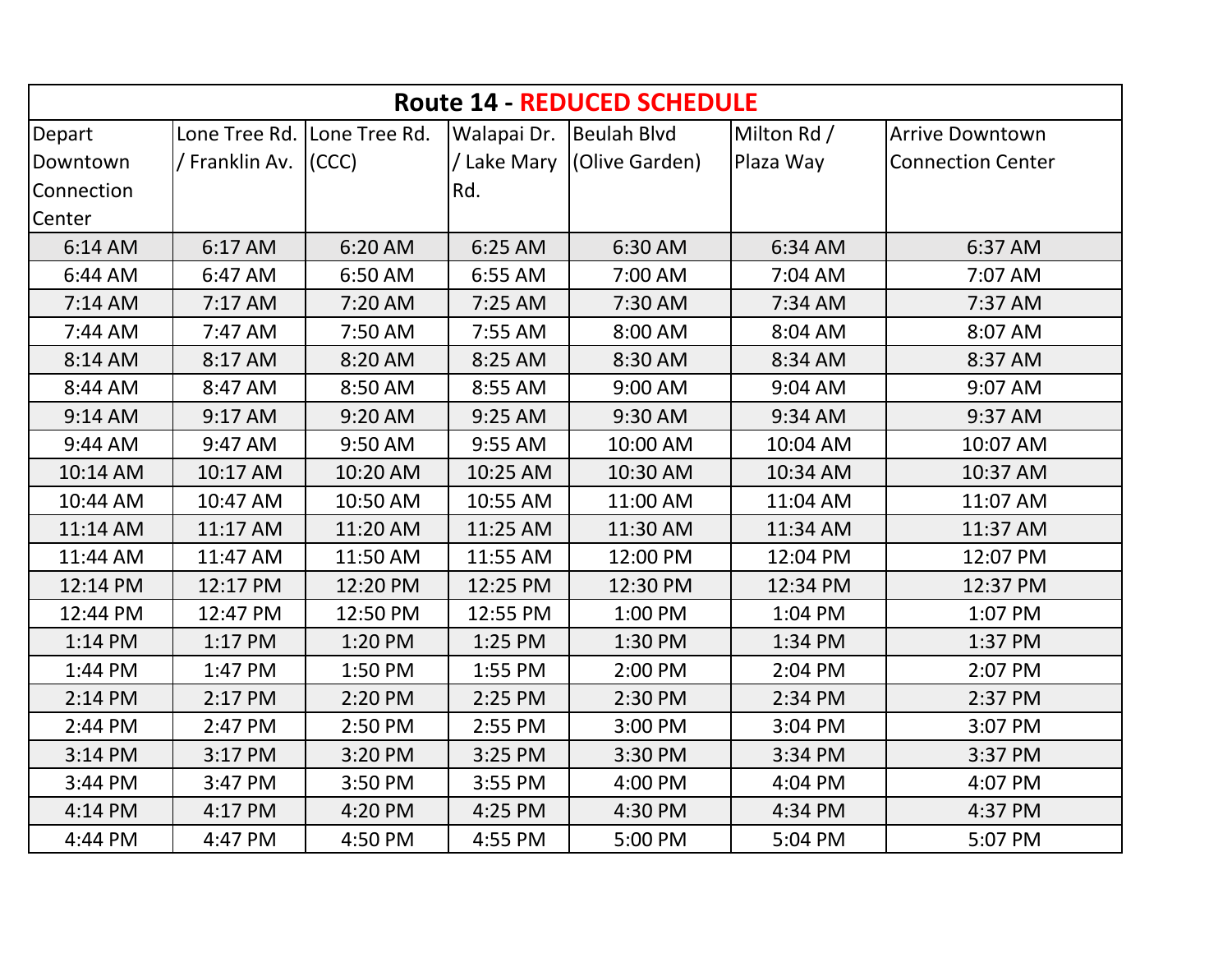| Route 14 - REDUCED SCHEDULE | | | | | | |
|---|---|---|---|---|---|---|
| Depart Downtown Connection Center | Lone Tree Rd. / Franklin Av. | Lone Tree Rd. (CCC) | Walapai Dr. / Lake Mary Rd. | Beulah Blvd (Olive Garden) | Milton Rd / Plaza Way | Arrive Downtown Connection Center |
| 6:14 AM | 6:17 AM | 6:20 AM | 6:25 AM | 6:30 AM | 6:34 AM | 6:37 AM |
| 6:44 AM | 6:47 AM | 6:50 AM | 6:55 AM | 7:00 AM | 7:04 AM | 7:07 AM |
| 7:14 AM | 7:17 AM | 7:20 AM | 7:25 AM | 7:30 AM | 7:34 AM | 7:37 AM |
| 7:44 AM | 7:47 AM | 7:50 AM | 7:55 AM | 8:00 AM | 8:04 AM | 8:07 AM |
| 8:14 AM | 8:17 AM | 8:20 AM | 8:25 AM | 8:30 AM | 8:34 AM | 8:37 AM |
| 8:44 AM | 8:47 AM | 8:50 AM | 8:55 AM | 9:00 AM | 9:04 AM | 9:07 AM |
| 9:14 AM | 9:17 AM | 9:20 AM | 9:25 AM | 9:30 AM | 9:34 AM | 9:37 AM |
| 9:44 AM | 9:47 AM | 9:50 AM | 9:55 AM | 10:00 AM | 10:04 AM | 10:07 AM |
| 10:14 AM | 10:17 AM | 10:20 AM | 10:25 AM | 10:30 AM | 10:34 AM | 10:37 AM |
| 10:44 AM | 10:47 AM | 10:50 AM | 10:55 AM | 11:00 AM | 11:04 AM | 11:07 AM |
| 11:14 AM | 11:17 AM | 11:20 AM | 11:25 AM | 11:30 AM | 11:34 AM | 11:37 AM |
| 11:44 AM | 11:47 AM | 11:50 AM | 11:55 AM | 12:00 PM | 12:04 PM | 12:07 PM |
| 12:14 PM | 12:17 PM | 12:20 PM | 12:25 PM | 12:30 PM | 12:34 PM | 12:37 PM |
| 12:44 PM | 12:47 PM | 12:50 PM | 12:55 PM | 1:00 PM | 1:04 PM | 1:07 PM |
| 1:14 PM | 1:17 PM | 1:20 PM | 1:25 PM | 1:30 PM | 1:34 PM | 1:37 PM |
| 1:44 PM | 1:47 PM | 1:50 PM | 1:55 PM | 2:00 PM | 2:04 PM | 2:07 PM |
| 2:14 PM | 2:17 PM | 2:20 PM | 2:25 PM | 2:30 PM | 2:34 PM | 2:37 PM |
| 2:44 PM | 2:47 PM | 2:50 PM | 2:55 PM | 3:00 PM | 3:04 PM | 3:07 PM |
| 3:14 PM | 3:17 PM | 3:20 PM | 3:25 PM | 3:30 PM | 3:34 PM | 3:37 PM |
| 3:44 PM | 3:47 PM | 3:50 PM | 3:55 PM | 4:00 PM | 4:04 PM | 4:07 PM |
| 4:14 PM | 4:17 PM | 4:20 PM | 4:25 PM | 4:30 PM | 4:34 PM | 4:37 PM |
| 4:44 PM | 4:47 PM | 4:50 PM | 4:55 PM | 5:00 PM | 5:04 PM | 5:07 PM |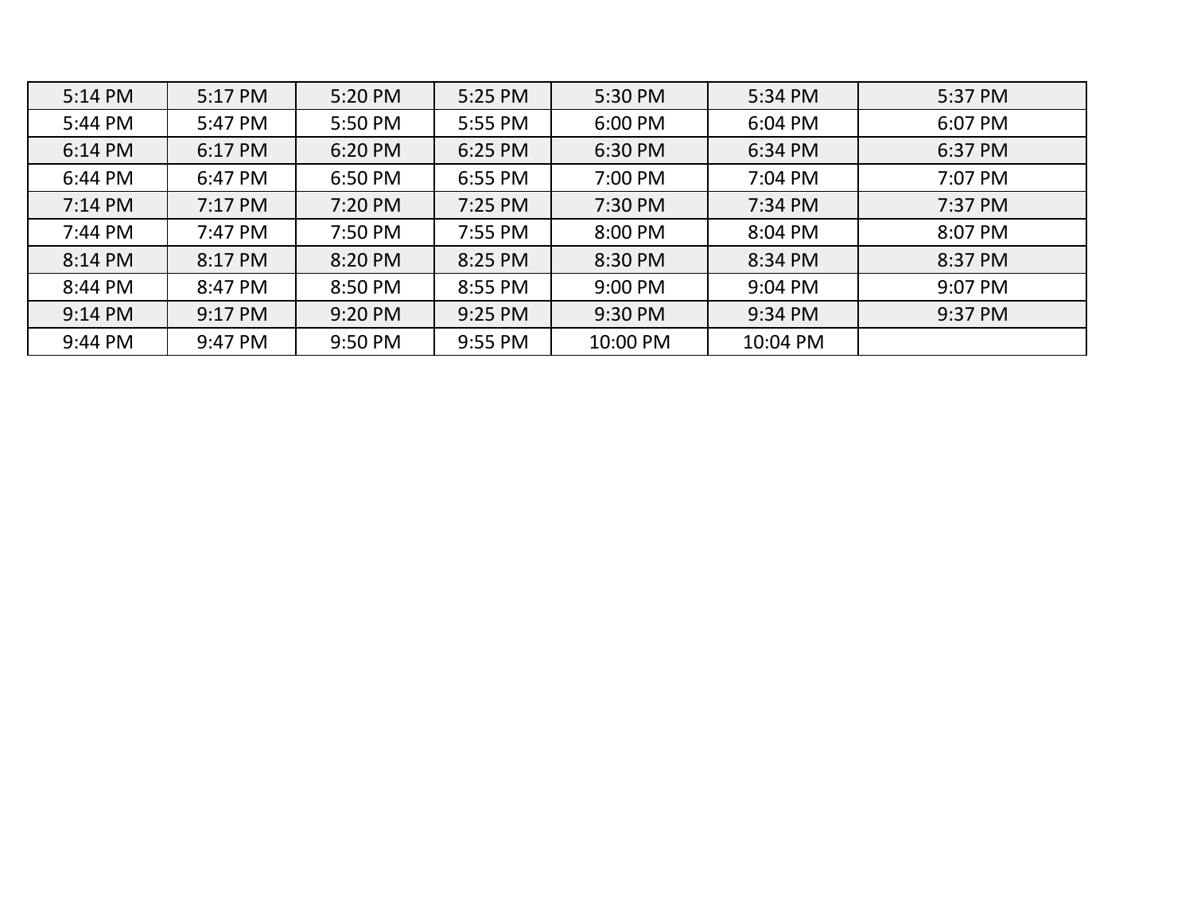| | | | | | | |
|---|---|---|---|---|---|---|
| 5:14 PM | 5:17 PM | 5:20 PM | 5:25 PM | 5:30 PM | 5:34 PM | 5:37 PM |
| 5:44 PM | 5:47 PM | 5:50 PM | 5:55 PM | 6:00 PM | 6:04 PM | 6:07 PM |
| 6:14 PM | 6:17 PM | 6:20 PM | 6:25 PM | 6:30 PM | 6:34 PM | 6:37 PM |
| 6:44 PM | 6:47 PM | 6:50 PM | 6:55 PM | 7:00 PM | 7:04 PM | 7:07 PM |
| 7:14 PM | 7:17 PM | 7:20 PM | 7:25 PM | 7:30 PM | 7:34 PM | 7:37 PM |
| 7:44 PM | 7:47 PM | 7:50 PM | 7:55 PM | 8:00 PM | 8:04 PM | 8:07 PM |
| 8:14 PM | 8:17 PM | 8:20 PM | 8:25 PM | 8:30 PM | 8:34 PM | 8:37 PM |
| 8:44 PM | 8:47 PM | 8:50 PM | 8:55 PM | 9:00 PM | 9:04 PM | 9:07 PM |
| 9:14 PM | 9:17 PM | 9:20 PM | 9:25 PM | 9:30 PM | 9:34 PM | 9:37 PM |
| 9:44 PM | 9:47 PM | 9:50 PM | 9:55 PM | 10:00 PM | 10:04 PM | |